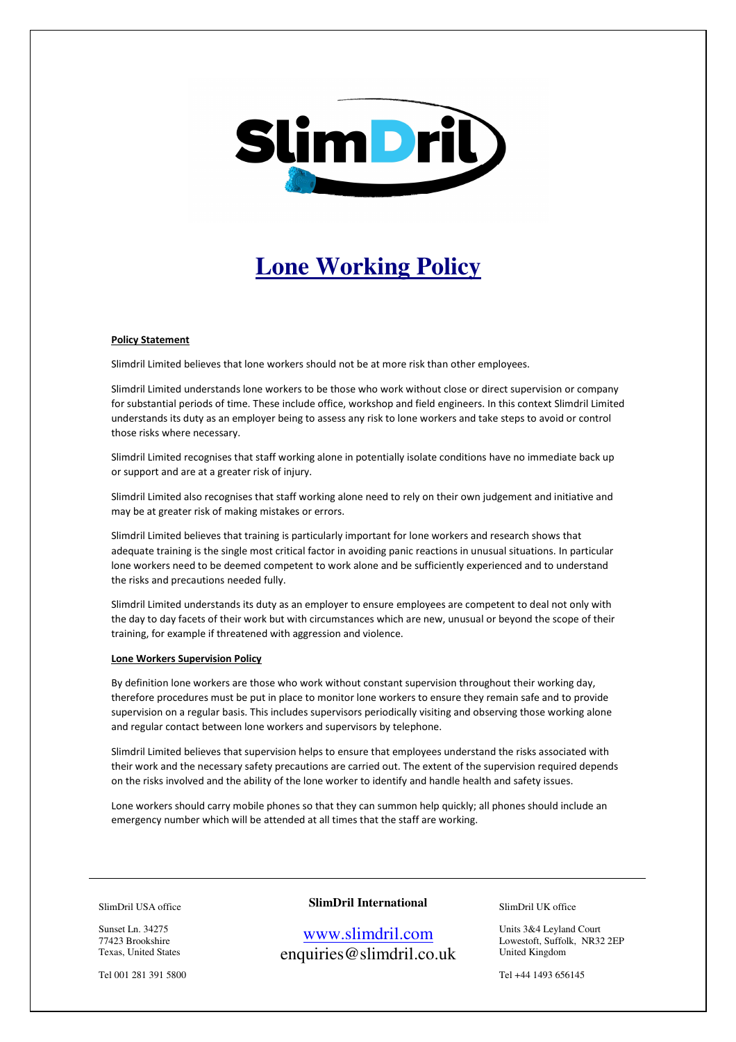# Lone Working Policy

**Policy Statement**

Slimdril Limited believes that lone workers should not be at more risk than other employees.

Slimdril Limited understands lone workers to be those who work without close or direct supervision or company for substantial periods of time. These include office, workshop and field engineers. In this context Slimdril Limited understands its duty as an employer being to assess any risk to lone workers and take steps to avoid or control those risks where necessary.

Slimdril Limited recognises that staff working alone in potentially isolate conditions have no immediate back up or support and are at a greater risk of injury.

Slimdril Limited also recognises that staff working alone need to rely on their own judgement and initiative and may be at greater risk of making mistakes or errors.

Slimdril Limited believes that training is particularly important for lone workers and research shows that adequate training is the single most critical factor in avoiding panic reactions in unusual situations. In particular lone workers need to be deemed competent to work alone and be sufficiently experienced and to understand the risks and precautions needed fully.

Slimdril Limited understands its duty as an employer to ensure employees are competent to deal not only with the day to day facets of their work but with circumstances which are new, unusual or beyond the scope of their training, for example if threatened with aggression and violence.

**Lone Workers Supervision Policy**

By definition lone workers are those who work without constant supervision throughout their working day, therefore procedures must be put in place to monitor lone workers to ensure they remain safe and to provide supervision on a regular basis. This includes supervisors periodically visiting and observing those working alone and regular contact between lone workers and supervisors by telephone.

Slimdril Limited believes that supervision helps to ensure that employees understand the risks associated with their work and the necessary safety precautions are carried out. The extent of the supervision required depends on the risks involved and the ability of the lone worker to identify and handle health and safety issues.

Lone workers should carry mobile phones so that they can summon help quickly; all phones should include an emergency number which will be attended at all times that the staff are working.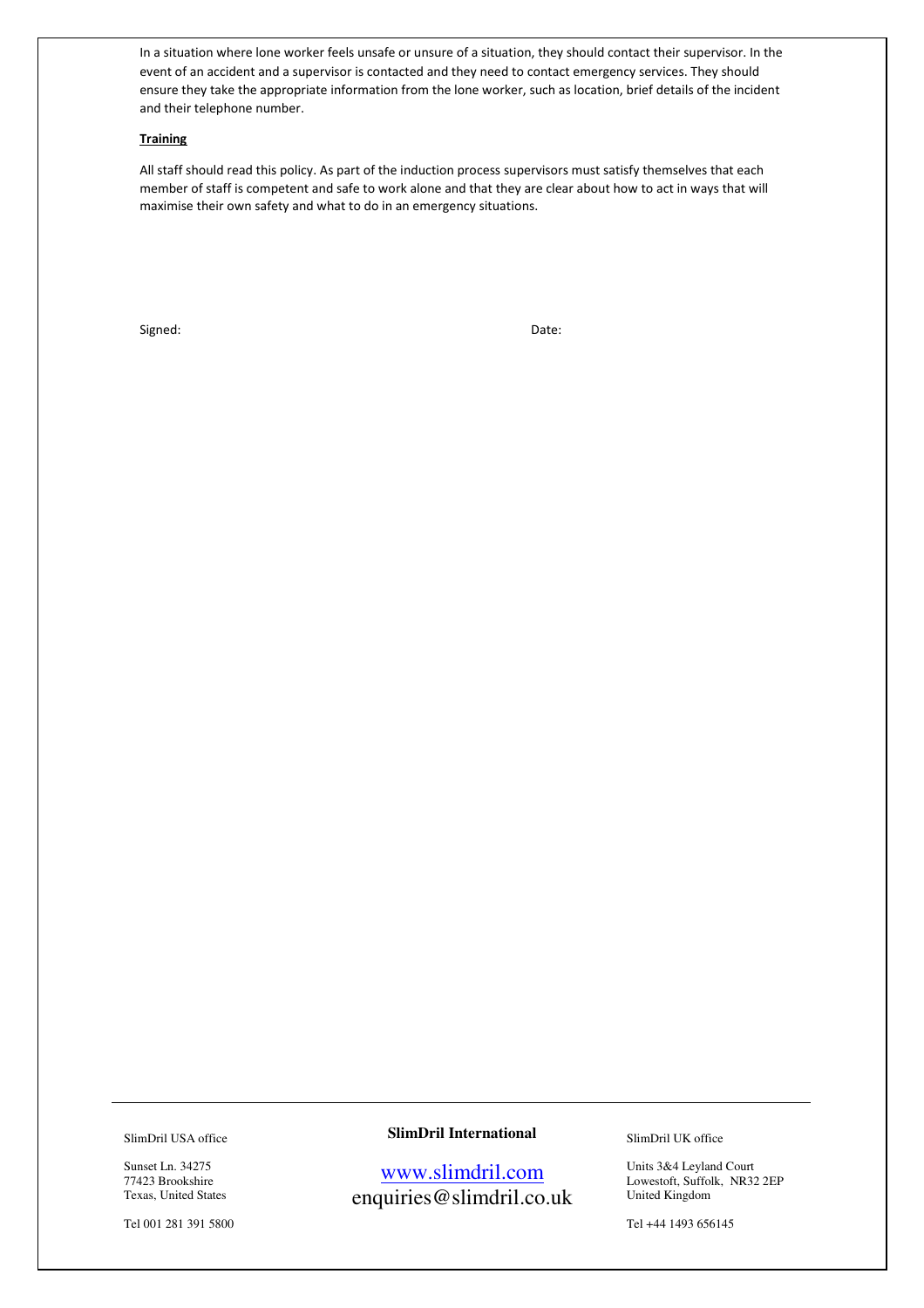In a situation where lone worker feels unsafe or unsure of a situation, they should contact their supervisor. In the event of an accident and a supervisor is contacted and they need to contact emergency services. They should ensure they take the appropriate information from the lone worker, such as location, brief details of the incident and their telephone number.

**Training**

All staff should read this policy. As part of the induction process supervisors must satisfy themselves that each member of staff is competent and safe to work alone and that they are clear about how to act in ways that will maximise their own safety and what to do in an emergency situations.

Signed: Date:

SlimDril USA office

Sunset Ln. 34275
77423 Brookshire
Texas, United States

Tel 001 281 391 5800

**SlimDril International**

www.slimdril.com
enquiries@slimdril.co.uk

SlimDril UK office

Units 3&4 Leyland Court
Lowestoft, Suffolk, NR32 2EP
United Kingdom

Tel +44 1493 656145